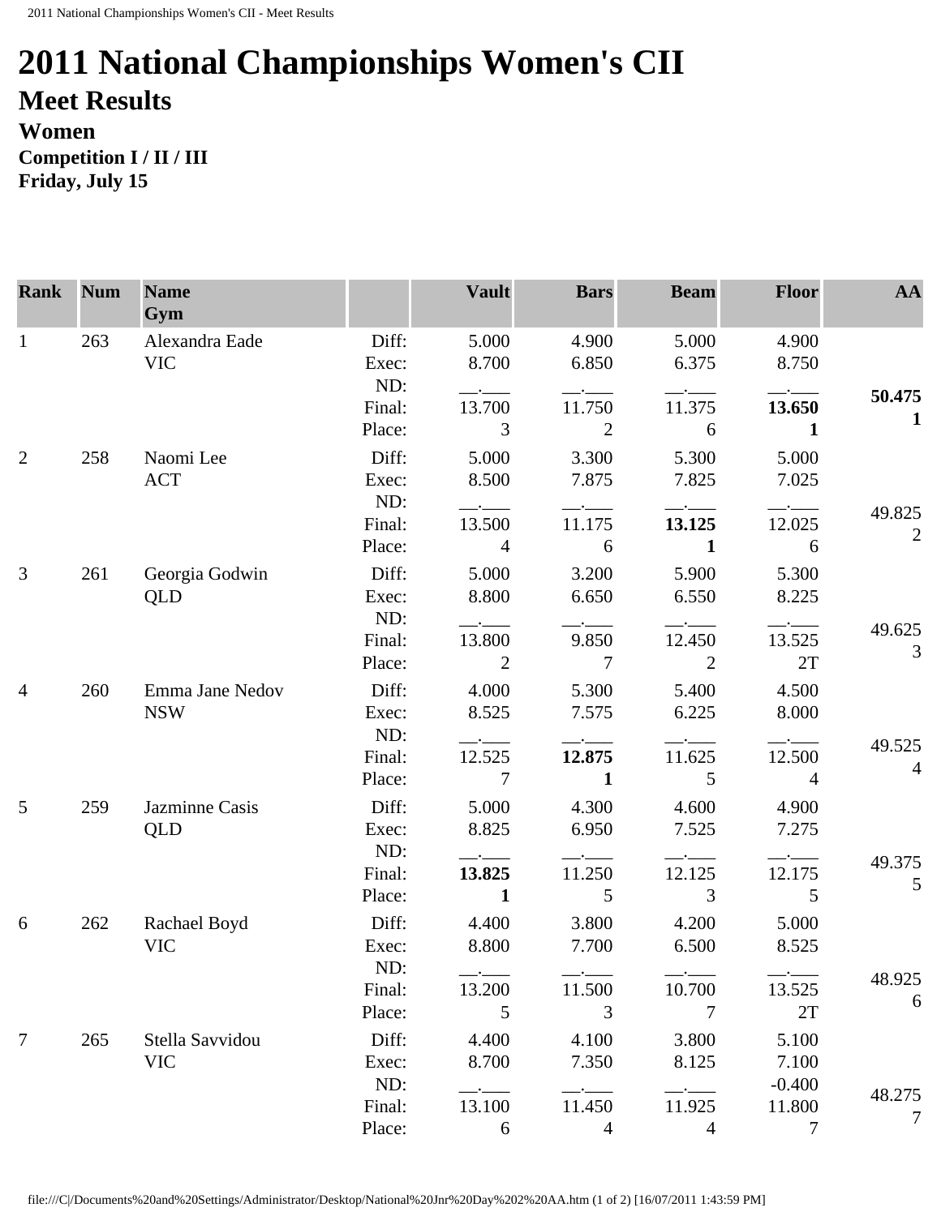# 2011 National Championships Women's CII

## Meet Results

### Women

**Competition I / II / III**

**Friday, July 15**

| Rank | Num | Name<br>Gym | | Vault | Bars | Beam | Floor | AA |
|---|---|---|---|---|---|---|---|---|
| 1 | 263 | Alexandra Eade<br>VIC | Diff:<br>Exec:<br>ND:<br>Final:<br>Place: | 5.000<br>8.700<br>__.___<br>13.700<br>3 | 4.900<br>6.850<br>__.___<br>11.750<br>2 | 5.000<br>6.375<br>__.___<br>11.375<br>6 | 4.900<br>8.750<br>__.___<br>**13.650**<br>**1** | **50.475**<br>**1** |
| 2 | 258 | Naomi Lee<br>ACT | Diff:<br>Exec:<br>ND:<br>Final:<br>Place: | 5.000<br>8.500<br>__.___<br>13.500<br>4 | 3.300<br>7.875<br>__.___<br>11.175<br>6 | 5.300<br>7.825<br>__.___<br>**13.125**<br>**1** | 5.000<br>7.025<br>__.___<br>12.025<br>6 | 49.825<br>2 |
| 3 | 261 | Georgia Godwin<br>QLD | Diff:<br>Exec:<br>ND:<br>Final:<br>Place: | 5.000<br>8.800<br>__.___<br>13.800<br>2 | 3.200<br>6.650<br>__.___<br>9.850<br>7 | 5.900<br>6.550<br>__.___<br>12.450<br>2 | 5.300<br>8.225<br>__.___<br>13.525<br>2T | 49.625<br>3 |
| 4 | 260 | Emma Jane Nedov<br>NSW | Diff:<br>Exec:<br>ND:<br>Final:<br>Place: | 4.000<br>8.525<br>__.___<br>12.525<br>7 | 5.300<br>7.575<br>__.___<br>**12.875**<br>**1** | 5.400<br>6.225<br>__.___<br>11.625<br>5 | 4.500<br>8.000<br>__.___<br>12.500<br>4 | 49.525<br>4 |
| 5 | 259 | Jazminne Casis<br>QLD | Diff:<br>Exec:<br>ND:<br>Final:<br>Place: | 5.000<br>8.825<br>__.___<br>**13.825**<br>**1** | 4.300<br>6.950<br>__.___<br>11.250<br>5 | 4.600<br>7.525<br>__.___<br>12.125<br>3 | 4.900<br>7.275<br>__.___<br>12.175<br>5 | 49.375<br>5 |
| 6 | 262 | Rachael Boyd<br>VIC | Diff:<br>Exec:<br>ND:<br>Final:<br>Place: | 4.400<br>8.800<br>__.___<br>13.200<br>5 | 3.800<br>7.700<br>__.___<br>11.500<br>3 | 4.200<br>6.500<br>__.___<br>10.700<br>7 | 5.000<br>8.525<br>__.___<br>13.525<br>2T | 48.925<br>6 |
| 7 | 265 | Stella Savvidou<br>VIC | Diff:<br>Exec:<br>ND:<br>Final:<br>Place: | 4.400<br>8.700<br>__.___<br>13.100<br>6 | 4.100<br>7.350<br>__.___<br>11.450<br>4 | 3.800<br>8.125<br>__.___<br>11.925<br>4 | 5.100<br>7.100<br>-0.400<br>11.800<br>7 | 48.275<br>7 |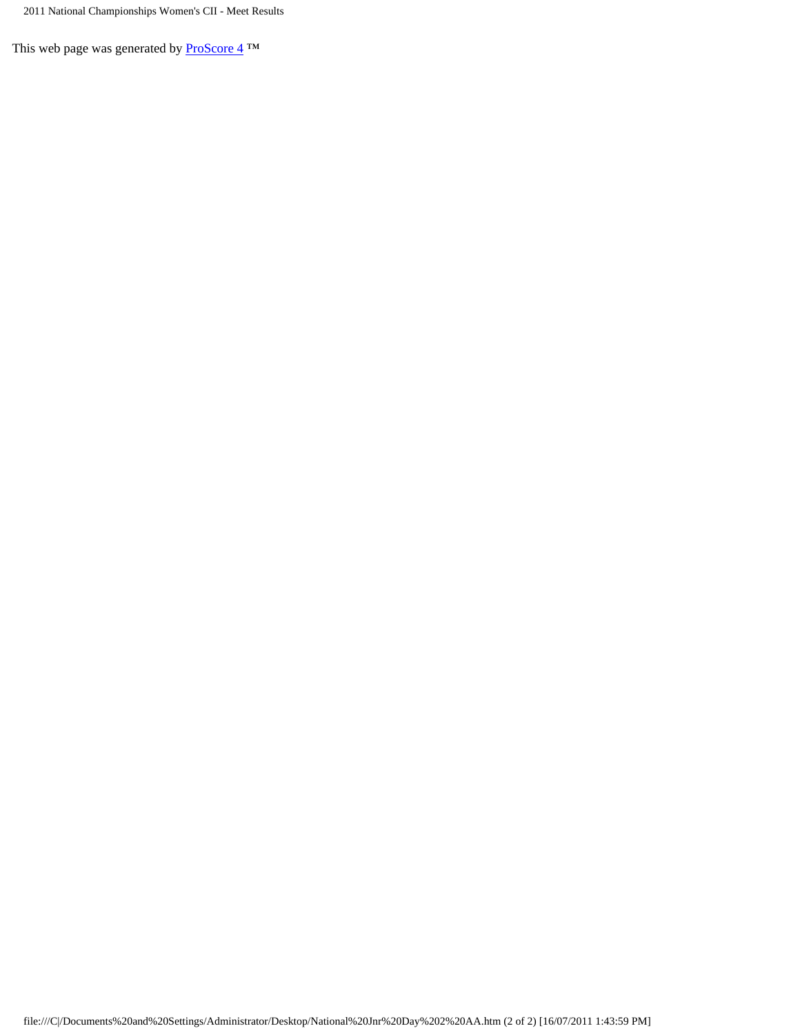This web page was generated by [ProScore 4](ProScore 4) ™